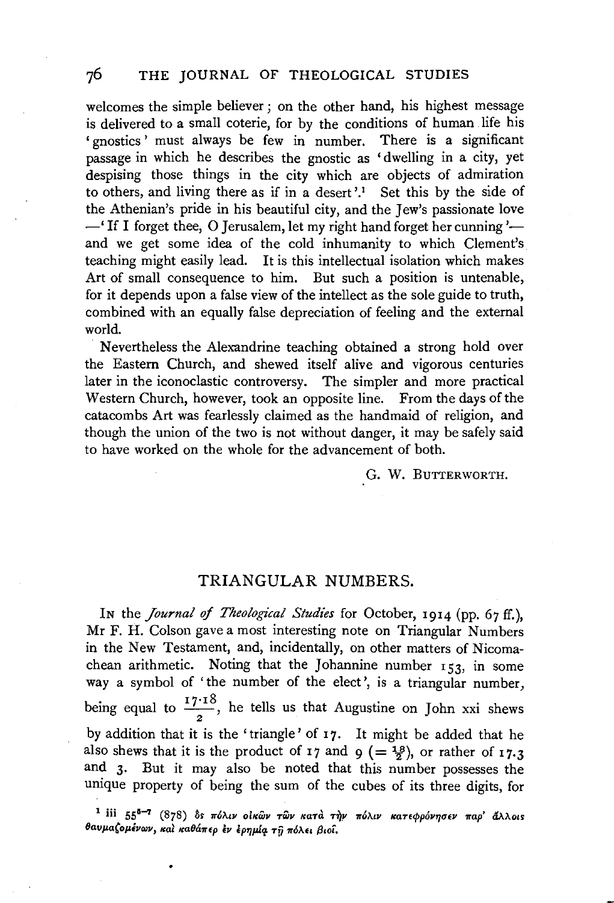welcomes the simple believer; on the other hand, his highest message is delivered to a small coterie, for by the conditions of human life his 'gnostics' must always be few in number. There is a significant passage in which he describes the gnostic as 'dwelling in a city, yet despising those things in the city which are objects of admiration to others, and living there as if in a desert'.[1] Set this by the side of the Athenian's pride in his beautiful city, and the Jew's passionate love —'If I forget thee, O Jerusalem, let my right hand forget her cunning'— and we get some idea of the cold inhumanity to which Clement's teaching might easily lead. It is this intellectual isolation which makes Art of small consequence to him. But such a position is untenable, for it depends upon a false view of the intellect as the sole guide to truth, combined with an equally false depreciation of feeling and the external world.

Nevertheless the Alexandrine teaching obtained a strong hold over the Eastern Church, and shewed itself alive and vigorous centuries later in the iconoclastic controversy. The simpler and more practical Western Church, however, took an opposite line. From the days of the catacombs Art was fearlessly claimed as the handmaid of religion, and though the union of the two is not without danger, it may be safely said to have worked on the whole for the advancement of both.

G. W. BUTTERWORTH.

## TRIANGULAR NUMBERS.

IN the *Journal of Theological Studies* for October, 1914 (pp. 67 ff.), Mr F. H. Colson gave a most interesting note on Triangular Numbers in the New Testament, and, incidentally, on other matters of Nicomachean arithmetic. Noting that the Johannine number 153, in some way a symbol of 'the number of the elect', is a triangular number, being equal to $\frac{17 \cdot 18}{2}$, he tells us that Augustine on John xxi shews by addition that it is the 'triangle' of 17. It might be added that he also shews that it is the product of 17 and 9 ($= \frac{18}{2}$), or rather of 17.3 and 3. But it may also be noted that this number possesses the unique property of being the sum of the cubes of its three digits, for

[1] iii $55^{6-7}$ (878) ὃς πόλιν οἰκῶν τῶν κατὰ τὴν πόλιν κατεφρόνησεν παρ' ἄλλοις θαυμαζομένων, καὶ καθάπερ ἐν ἐρημίᾳ τῇ πόλει βιοῖ.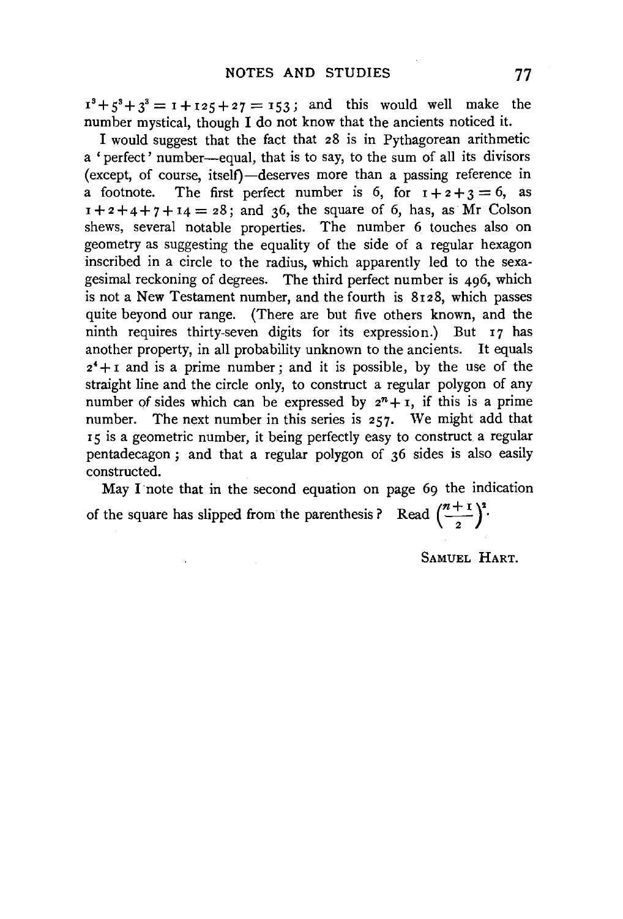$1^3+5^3+3^3 = 1+125+27 = 153$; and this would well make the number mystical, though I do not know that the ancients noticed it.

I would suggest that the fact that 28 is in Pythagorean arithmetic a 'perfect' number—equal, that is to say, to the sum of all its divisors (except, of course, itself)—deserves more than a passing reference in a footnote. The first perfect number is 6, for $1+2+3 = 6$, as $1+2+4+7+14 = 28$; and 36, the square of 6, has, as Mr Colson shews, several notable properties. The number 6 touches also on geometry as suggesting the equality of the side of a regular hexagon inscribed in a circle to the radius, which apparently led to the sexagesimal reckoning of degrees. The third perfect number is 496, which is not a New Testament number, and the fourth is 8128, which passes quite beyond our range. (There are but five others known, and the ninth requires thirty-seven digits for its expression.) But 17 has another property, in all probability unknown to the ancients. It equals $2^4+1$ and is a prime number; and it is possible, by the use of the straight line and the circle only, to construct a regular polygon of any number of sides which can be expressed by $2^n+1$, if this is a prime number. The next number in this series is 257. We might add that 15 is a geometric number, it being perfectly easy to construct a regular pentadecagon; and that a regular polygon of 36 sides is also easily constructed.

May I note that in the second equation on page 69 the indication of the square has slipped from the parenthesis? Read $\left(\frac{n+1}{2}\right)^2$.

SAMUEL HART.